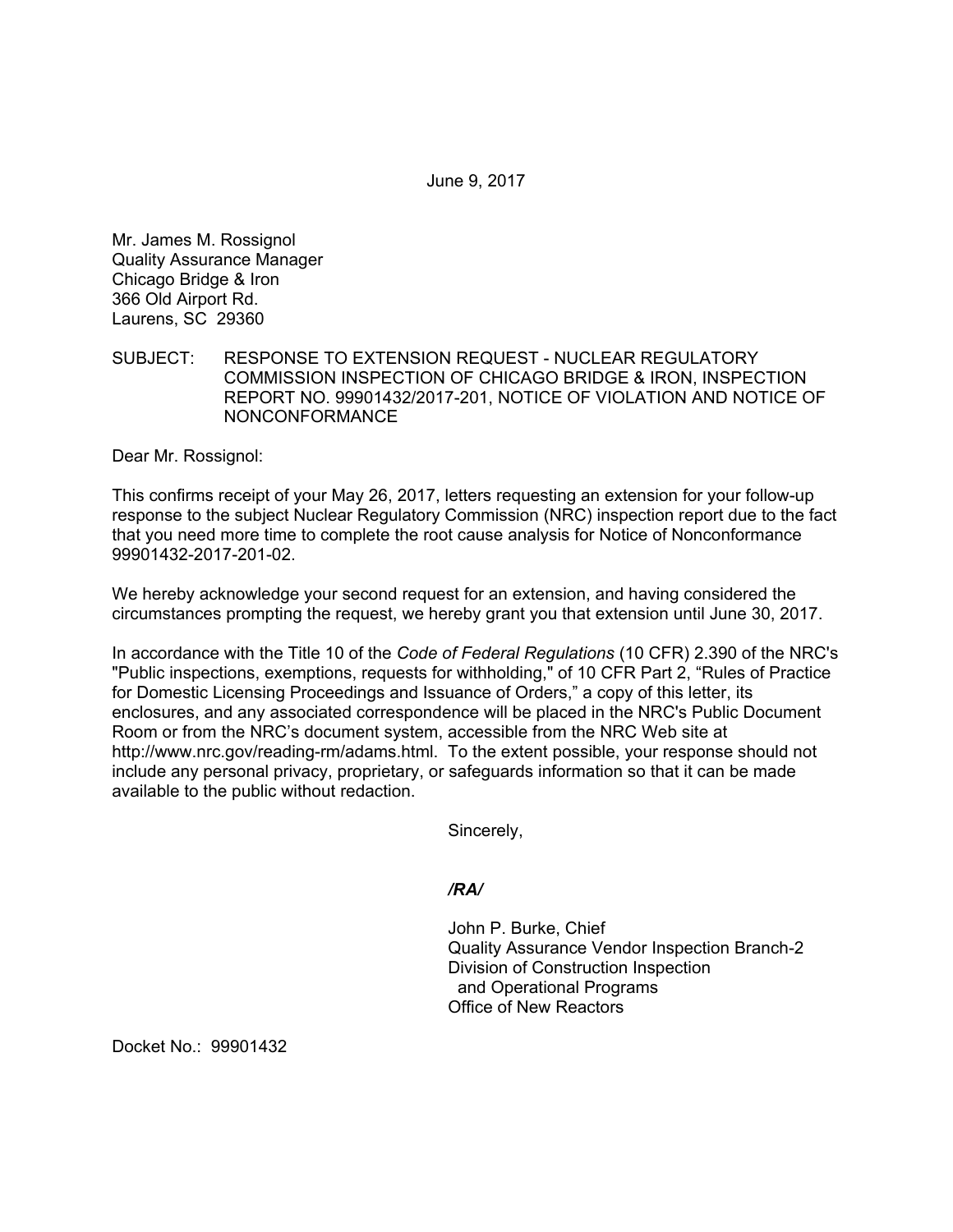June 9, 2017

Mr. James M. Rossignol
Quality Assurance Manager
Chicago Bridge & Iron
366 Old Airport Rd.
Laurens, SC 29360

SUBJECT: RESPONSE TO EXTENSION REQUEST - NUCLEAR REGULATORY COMMISSION INSPECTION OF CHICAGO BRIDGE & IRON, INSPECTION REPORT NO. 99901432/2017-201, NOTICE OF VIOLATION AND NOTICE OF NONCONFORMANCE

Dear Mr. Rossignol:

This confirms receipt of your May 26, 2017, letters requesting an extension for your follow-up response to the subject Nuclear Regulatory Commission (NRC) inspection report due to the fact that you need more time to complete the root cause analysis for Notice of Nonconformance 99901432-2017-201-02.

We hereby acknowledge your second request for an extension, and having considered the circumstances prompting the request, we hereby grant you that extension until June 30, 2017.

In accordance with the Title 10 of the *Code of Federal Regulations* (10 CFR) 2.390 of the NRC's "Public inspections, exemptions, requests for withholding," of 10 CFR Part 2, "Rules of Practice for Domestic Licensing Proceedings and Issuance of Orders," a copy of this letter, its enclosures, and any associated correspondence will be placed in the NRC's Public Document Room or from the NRC's document system, accessible from the NRC Web site at http://www.nrc.gov/reading-rm/adams.html. To the extent possible, your response should not include any personal privacy, proprietary, or safeguards information so that it can be made available to the public without redaction.

Sincerely,

*/RA/*

John P. Burke, Chief
Quality Assurance Vendor Inspection Branch-2
Division of Construction Inspection
and Operational Programs
Office of New Reactors

Docket No.: 99901432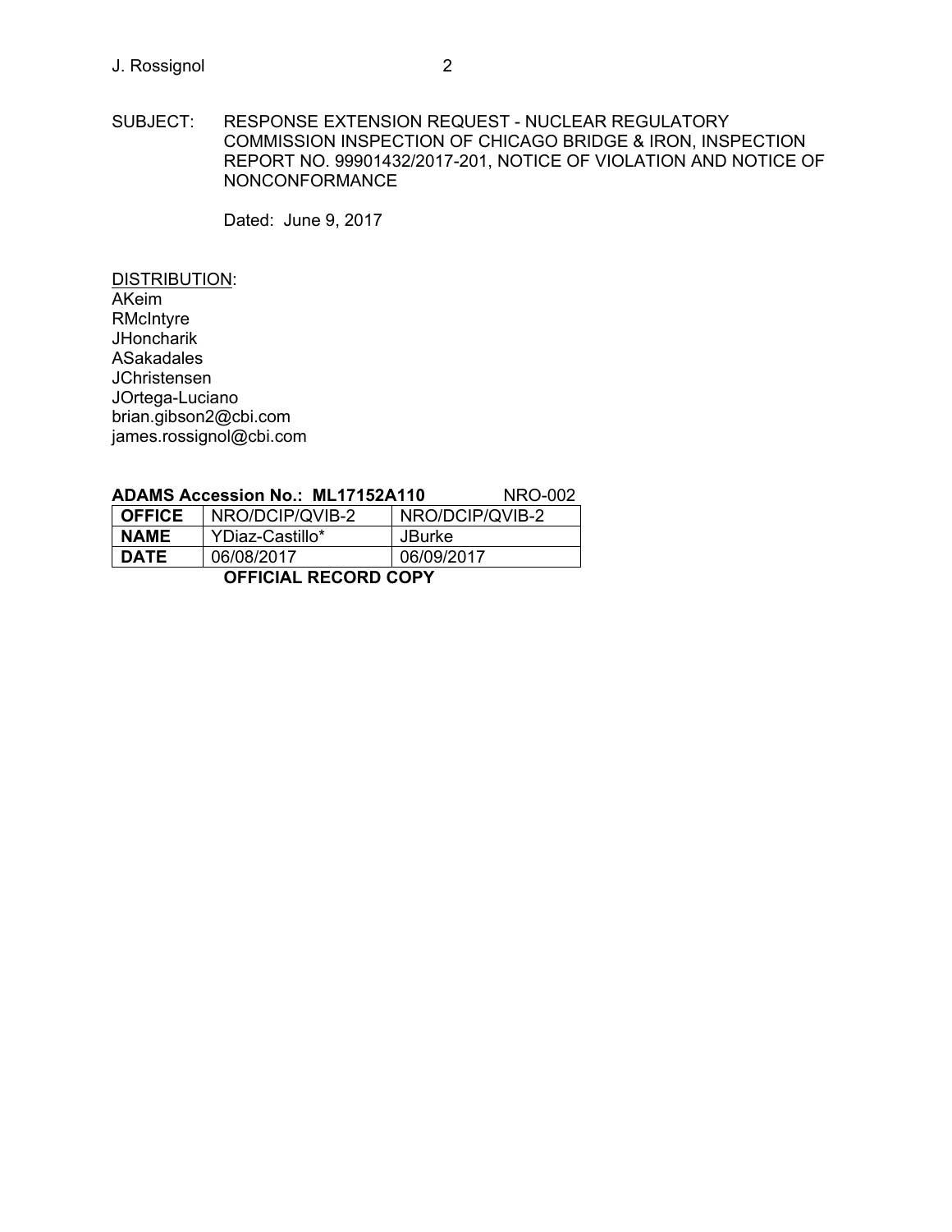SUBJECT: RESPONSE EXTENSION REQUEST - NUCLEAR REGULATORY COMMISSION INSPECTION OF CHICAGO BRIDGE & IRON, INSPECTION REPORT NO. 99901432/2017-201, NOTICE OF VIOLATION AND NOTICE OF NONCONFORMANCE

Dated: June 9, 2017

DISTRIBUTION:
AKeim
RMcIntyre
JHoncharik
ASakadales
JChristensen
JOrtega-Luciano
brian.gibson2@cbi.com
james.rossignol@cbi.com

**ADAMS Accession No.: ML17152A110** NRO-002

| **OFFICE** | NRO/DCIP/QVIB-2 | NRO/DCIP/QVIB-2 |
|---|---|---|
| **NAME** | YDiaz-Castillo* | JBurke |
| **DATE** | 06/08/2017 | 06/09/2017 |

**OFFICIAL RECORD COPY**